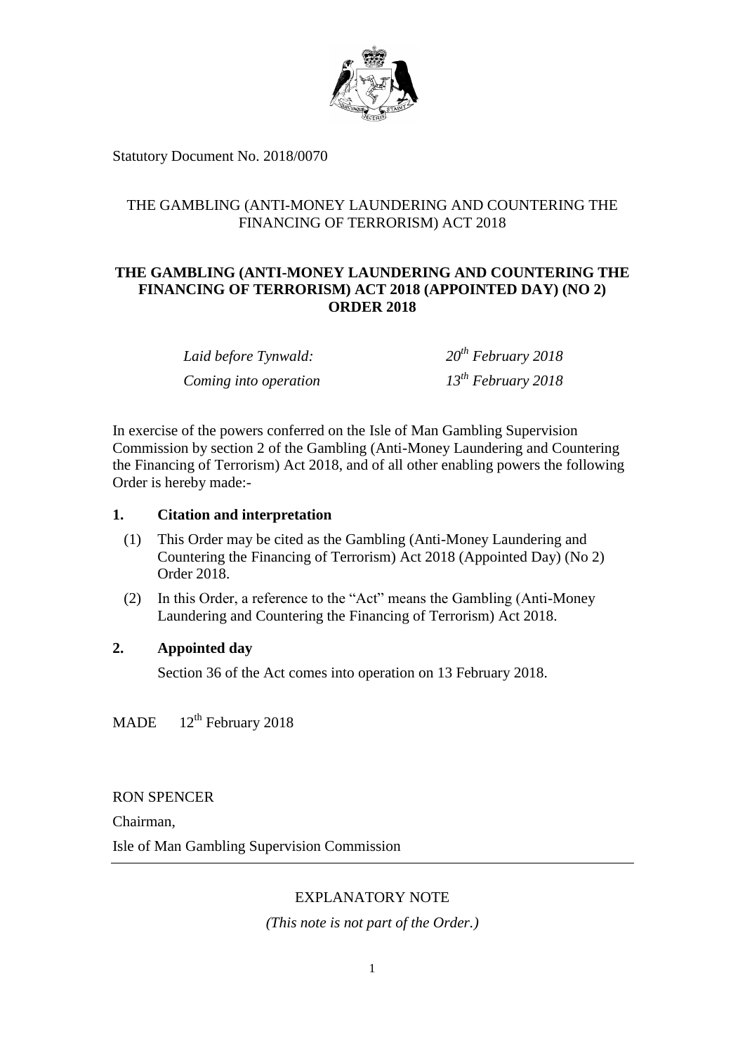Statutory Document No. 2018/0070

THE GAMBLING (ANTI-MONEY LAUNDERING AND COUNTERING THE FINANCING OF TERRORISM) ACT 2018

# THE GAMBLING (ANTI-MONEY LAUNDERING AND COUNTERING THE FINANCING OF TERRORISM) ACT 2018 (APPOINTED DAY) (NO 2) ORDER 2018

| | |
|---|---|
| *Laid before Tynwald:* | *20th February 2018* |
| *Coming into operation* | *13th February 2018* |

In exercise of the powers conferred on the Isle of Man Gambling Supervision Commission by section 2 of the Gambling (Anti-Money Laundering and Countering the Financing of Terrorism) Act 2018, and of all other enabling powers the following Order is hereby made:-

## 1. Citation and interpretation

(1) This Order may be cited as the Gambling (Anti-Money Laundering and Countering the Financing of Terrorism) Act 2018 (Appointed Day) (No 2) Order 2018.

(2) In this Order, a reference to the "Act" means the Gambling (Anti-Money Laundering and Countering the Financing of Terrorism) Act 2018.

## 2. Appointed day

Section 36 of the Act comes into operation on 13 February 2018.

MADE 12th February 2018

RON SPENCER

Chairman,

Isle of Man Gambling Supervision Commission

---

EXPLANATORY NOTE

*(This note is not part of the Order.)*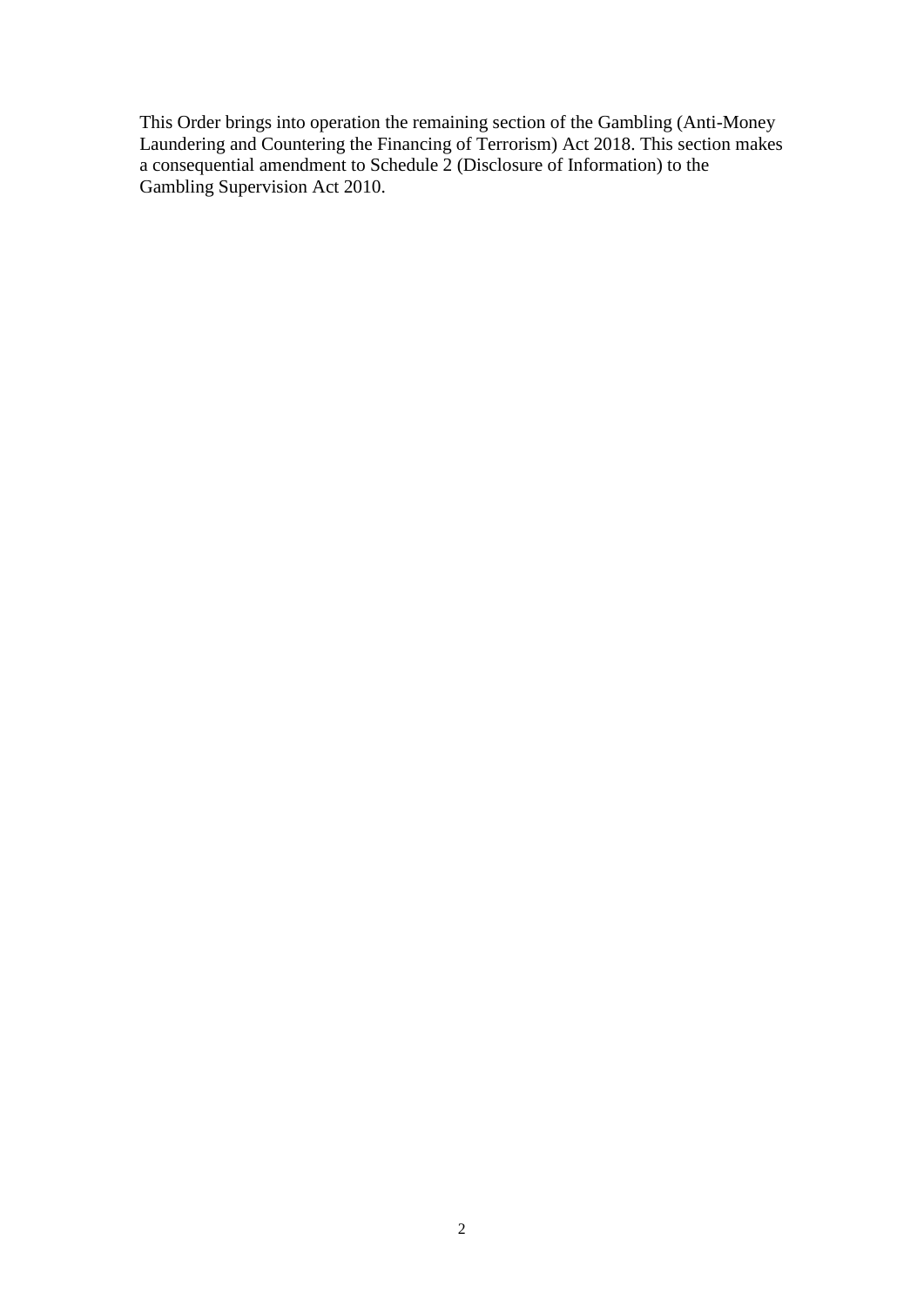This Order brings into operation the remaining section of the Gambling (Anti-Money Laundering and Countering the Financing of Terrorism) Act 2018. This section makes a consequential amendment to Schedule 2 (Disclosure of Information) to the Gambling Supervision Act 2010.